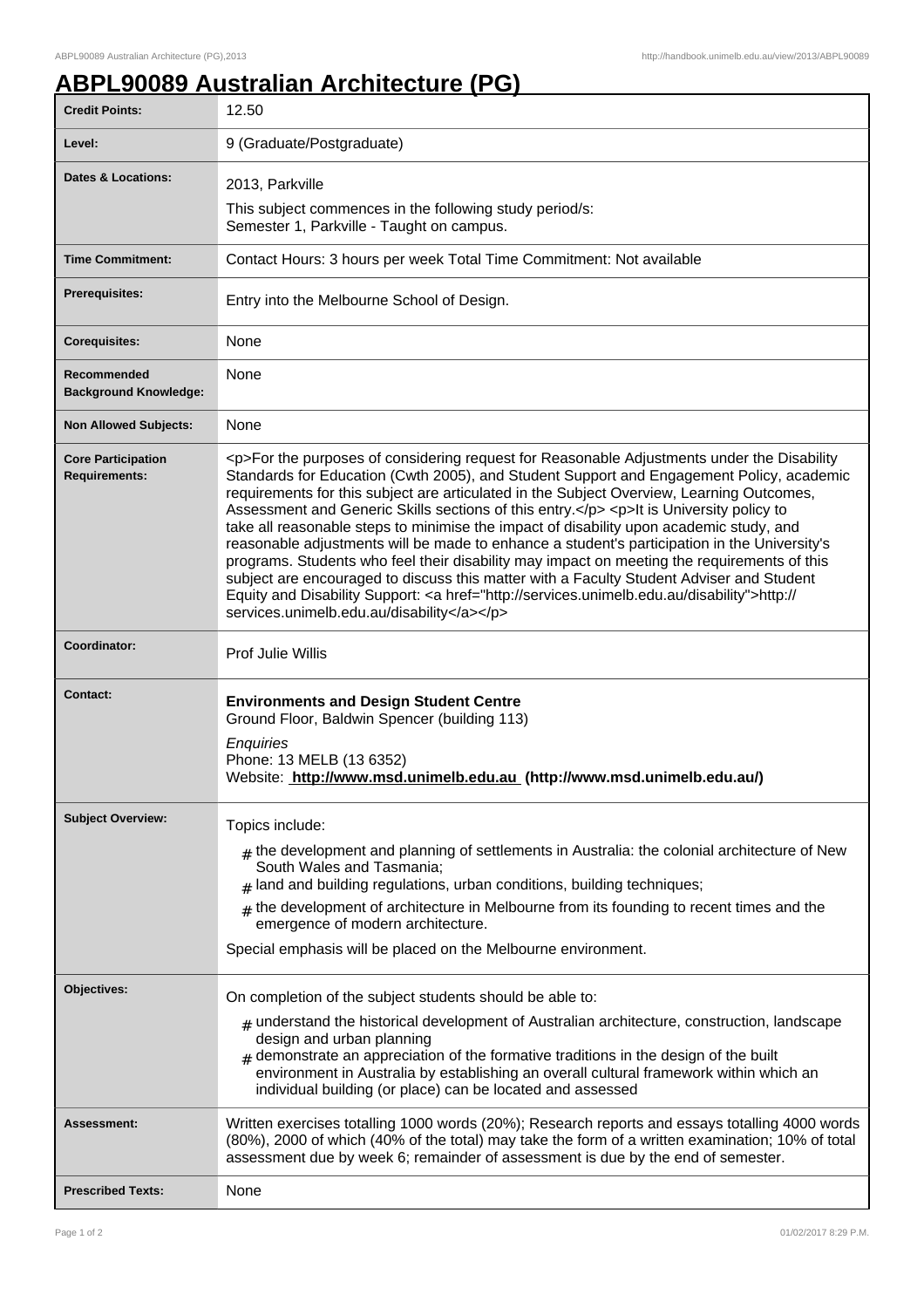# ABPL90089 Australian Architecture (PG)

| | |
|---|---|
| **Credit Points:** | 12.50 |
| **Level:** | 9 (Graduate/Postgraduate) |
| **Dates & Locations:** | 2013, Parkville<br>This subject commences in the following study period/s:<br>Semester 1, Parkville - Taught on campus. |
| **Time Commitment:** | Contact Hours: 3 hours per week Total Time Commitment: Not available |
| **Prerequisites:** | Entry into the Melbourne School of Design. |
| **Corequisites:** | None |
| **Recommended Background Knowledge:** | None |
| **Non Allowed Subjects:** | None |
| **Core Participation Requirements:** | <p>For the purposes of considering request for Reasonable Adjustments under the Disability Standards for Education (Cwth 2005), and Student Support and Engagement Policy, academic requirements for this subject are articulated in the Subject Overview, Learning Outcomes, Assessment and Generic Skills sections of this entry.</p> <p>It is University policy to take all reasonable steps to minimise the impact of disability upon academic study, and reasonable adjustments will be made to enhance a student's participation in the University's programs. Students who feel their disability may impact on meeting the requirements of this subject are encouraged to discuss this matter with a Faculty Student Adviser and Student Equity and Disability Support: <a href="http://services.unimelb.edu.au/disability">http://services.unimelb.edu.au/disability</a></p> |
| **Coordinator:** | Prof Julie Willis |
| **Contact:** | **Environments and Design Student Centre**<br>Ground Floor, Baldwin Spencer (building 113)<br>*Enquiries*<br>Phone: 13 MELB (13 6352)<br>Website: **http://www.msd.unimelb.edu.au (http://www.msd.unimelb.edu.au/)** |
| **Subject Overview:** | Topics include:<br># the development and planning of settlements in Australia: the colonial architecture of New South Wales and Tasmania;<br># land and building regulations, urban conditions, building techniques;<br># the development of architecture in Melbourne from its founding to recent times and the emergence of modern architecture.<br>Special emphasis will be placed on the Melbourne environment. |
| **Objectives:** | On completion of the subject students should be able to:<br># understand the historical development of Australian architecture, construction, landscape design and urban planning<br># demonstrate an appreciation of the formative traditions in the design of the built environment in Australia by establishing an overall cultural framework within which an individual building (or place) can be located and assessed |
| **Assessment:** | Written exercises totalling 1000 words (20%); Research reports and essays totalling 4000 words (80%), 2000 of which (40% of the total) may take the form of a written examination; 10% of total assessment due by week 6; remainder of assessment is due by the end of semester. |
| **Prescribed Texts:** | None |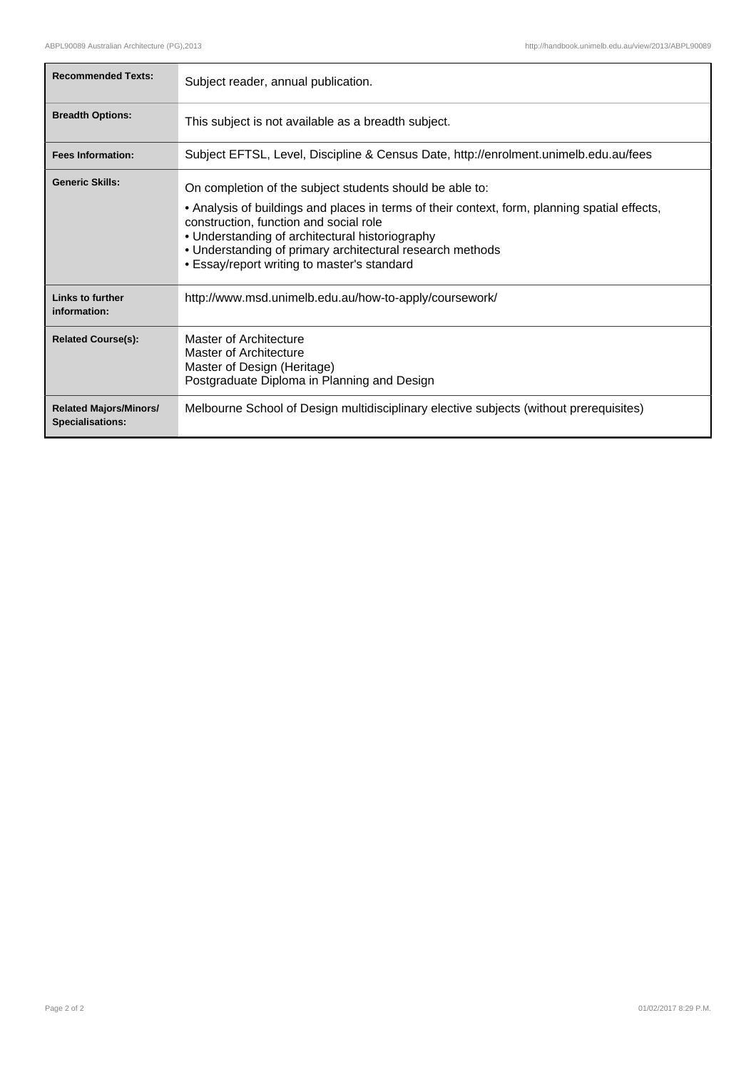| | |
|---|---|
| **Recommended Texts:** | Subject reader, annual publication. |
| **Breadth Options:** | This subject is not available as a breadth subject. |
| **Fees Information:** | Subject EFTSL, Level, Discipline & Census Date, http://enrolment.unimelb.edu.au/fees |
| **Generic Skills:** | On completion of the subject students should be able to:<br>• Analysis of buildings and places in terms of their context, form, planning spatial effects, construction, function and social role<br>• Understanding of architectural historiography<br>• Understanding of primary architectural research methods<br>• Essay/report writing to master's standard |
| **Links to further information:** | http://www.msd.unimelb.edu.au/how-to-apply/coursework/ |
| **Related Course(s):** | Master of Architecture<br>Master of Architecture<br>Master of Design (Heritage)<br>Postgraduate Diploma in Planning and Design |
| **Related Majors/Minors/ Specialisations:** | Melbourne School of Design multidisciplinary elective subjects (without prerequisites) |